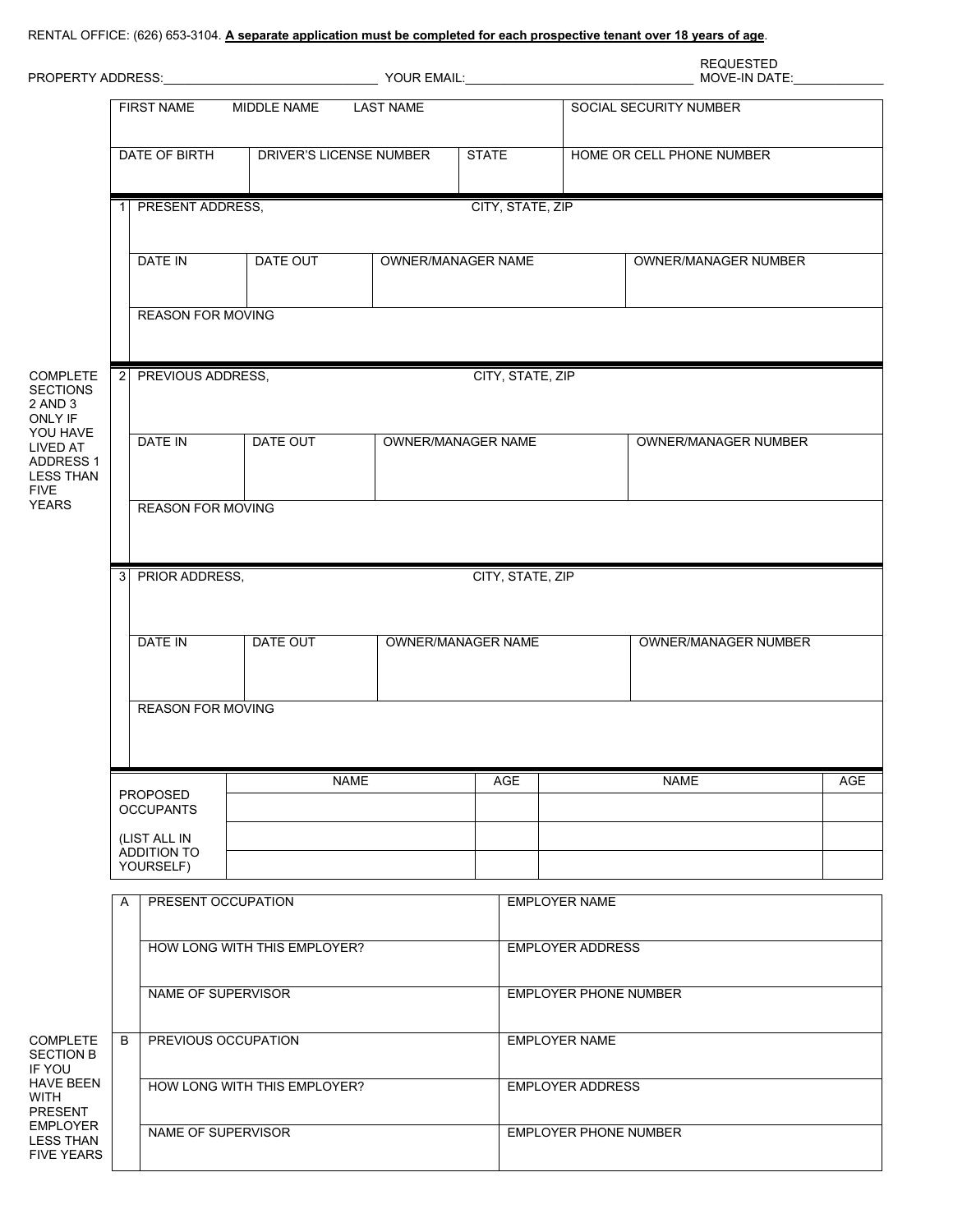RENTAL OFFICE: (626) 653-3104. **A separate application must be completed for each prospective tenant over 18 years of age**.

PROPERTY ADDRESS:______________________________ YOUR EMAIL:________________________________ REQUESTED MOVE-IN DATE:_____________

| FIRST NAME | MIDDLE NAME | LAST NAME | SOCIAL SECURITY NUMBER |
|---|---|---|---|
| | | | |

| DATE OF BIRTH | DRIVER'S LICENSE NUMBER | STATE | HOME OR CELL PHONE NUMBER |
|---|---|---|---|
| | | | |

**1**

| PRESENT ADDRESS, | | CITY, STATE, ZIP | |
|---|---|---|---|
| **DATE IN** | **DATE OUT** | **OWNER/MANAGER NAME** | **OWNER/MANAGER NUMBER** |
| | | | |
| **REASON FOR MOVING** | | | |
| | | | |

COMPLETE SECTIONS 2 AND 3 ONLY IF YOU HAVE LIVED AT ADDRESS 1 LESS THAN FIVE YEARS

**2**

| PREVIOUS ADDRESS, | | CITY, STATE, ZIP | |
|---|---|---|---|
| **DATE IN** | **DATE OUT** | **OWNER/MANAGER NAME** | **OWNER/MANAGER NUMBER** |
| | | | |
| **REASON FOR MOVING** | | | |
| | | | |

**3**

| PRIOR ADDRESS, | | CITY, STATE, ZIP | |
|---|---|---|---|
| **DATE IN** | **DATE OUT** | **OWNER/MANAGER NAME** | **OWNER/MANAGER NUMBER** |
| | | | |
| **REASON FOR MOVING** | | | |
| | | | |

| PROPOSED OCCUPANTS (LIST ALL IN ADDITION TO YOURSELF) | NAME | AGE | NAME | AGE |
|---|---|---|---|---|
| | | | | |
| | | | | |
| | | | | |

**A**

| PRESENT OCCUPATION | EMPLOYER NAME |
|---|---|
| HOW LONG WITH THIS EMPLOYER? | EMPLOYER ADDRESS |
| NAME OF SUPERVISOR | EMPLOYER PHONE NUMBER |

COMPLETE SECTION B IF YOU HAVE BEEN WITH PRESENT EMPLOYER LESS THAN FIVE YEARS

**B**

| PREVIOUS OCCUPATION | EMPLOYER NAME |
|---|---|
| HOW LONG WITH THIS EMPLOYER? | EMPLOYER ADDRESS |
| NAME OF SUPERVISOR | EMPLOYER PHONE NUMBER |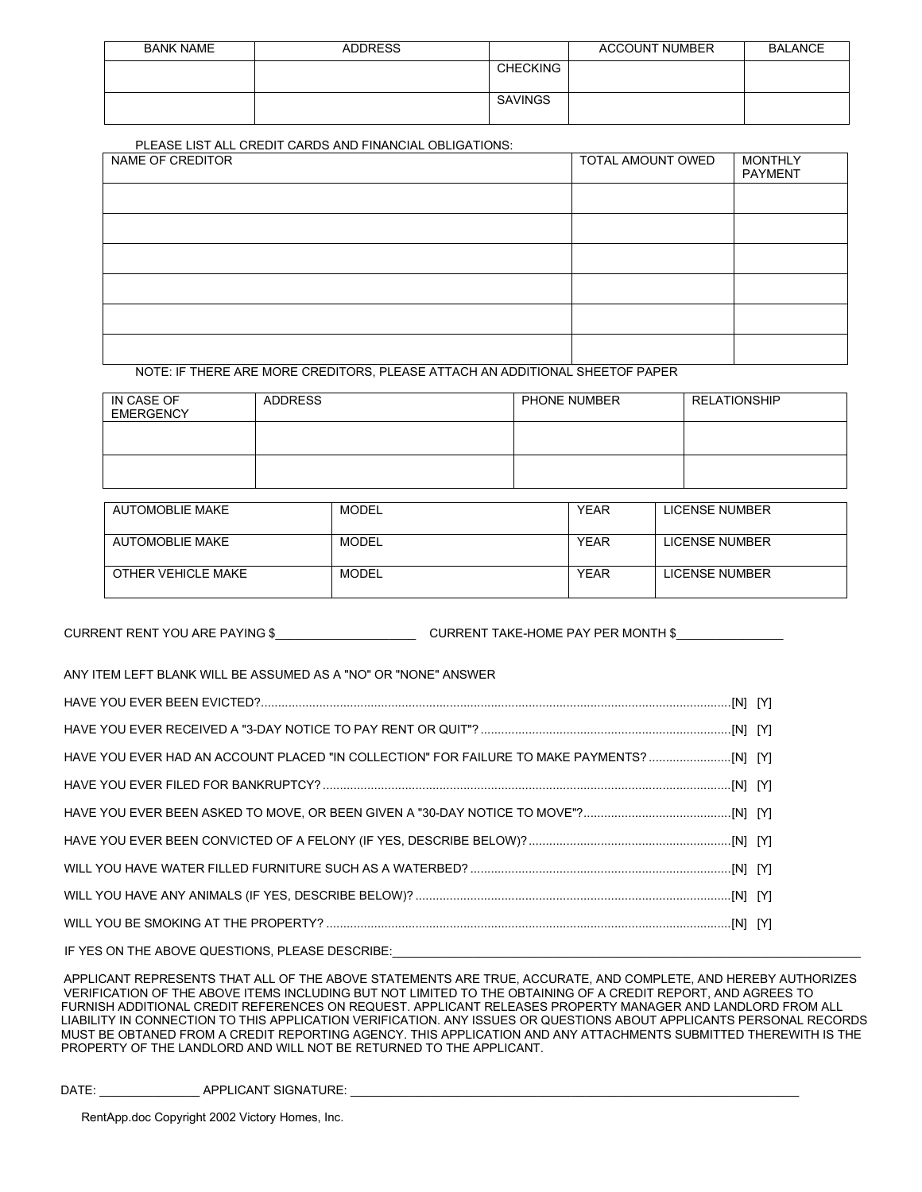| BANK NAME | ADDRESS | | ACCOUNT NUMBER | BALANCE |
|---|---|---|---|---|
| | | CHECKING | | |
| | | SAVINGS | | |

PLEASE LIST ALL CREDIT CARDS AND FINANCIAL OBLIGATIONS:

| NAME OF CREDITOR | TOTAL AMOUNT OWED | MONTHLY PAYMENT |
|---|---|---|
| | | |
| | | |
| | | |
| | | |
| | | |
| | | |

NOTE: IF THERE ARE MORE CREDITORS, PLEASE ATTACH AN ADDITIONAL SHEETOF PAPER

| IN CASE OF EMERGENCY | ADDRESS | PHONE NUMBER | RELATIONSHIP |
|---|---|---|---|
| | | | |
| | | | |

| | | | |
|---|---|---|---|
| AUTOMOBLIE MAKE | MODEL | YEAR | LICENSE NUMBER |
| AUTOMOBLIE MAKE | MODEL | YEAR | LICENSE NUMBER |
| OTHER VEHICLE MAKE | MODEL | YEAR | LICENSE NUMBER |

CURRENT RENT YOU ARE PAYING $____________________ CURRENT TAKE-HOME PAY PER MONTH $_______________

ANY ITEM LEFT BLANK WILL BE ASSUMED AS A "NO" OR "NONE" ANSWER

HAVE YOU EVER BEEN EVICTED?........................................................................................................................[N] [Y]

HAVE YOU EVER RECEIVED A "3-DAY NOTICE TO PAY RENT OR QUIT"? ..........................................................................[N] [Y]

HAVE YOU EVER HAD AN ACCOUNT PLACED "IN COLLECTION" FOR FAILURE TO MAKE PAYMENTS? ........................[N] [Y]

HAVE YOU EVER FILED FOR BANKRUPTCY?.......................................................................................................................[N] [Y]

HAVE YOU EVER BEEN ASKED TO MOVE, OR BEEN GIVEN A "30-DAY NOTICE TO MOVE"?...........................................[N] [Y]

HAVE YOU EVER BEEN CONVICTED OF A FELONY (IF YES, DESCRIBE BELOW)? ...........................................................[N] [Y]

WILL YOU HAVE WATER FILLED FURNITURE SUCH AS A WATERBED? ............................................................................[N] [Y]

WILL YOU HAVE ANY ANIMALS (IF YES, DESCRIBE BELOW)? ............................................................................................[N] [Y]

WILL YOU BE SMOKING AT THE PROPERTY? .....................................................................................................................[N] [Y]

IF YES ON THE ABOVE QUESTIONS, PLEASE DESCRIBE:_______________________________________________________________

APPLICANT REPRESENTS THAT ALL OF THE ABOVE STATEMENTS ARE TRUE, ACCURATE, AND COMPLETE, AND HEREBY AUTHORIZES VERIFICATION OF THE ABOVE ITEMS INCLUDING BUT NOT LIMITED TO THE OBTAINING OF A CREDIT REPORT, AND AGREES TO FURNISH ADDITIONAL CREDIT REFERENCES ON REQUEST. APPLICANT RELEASES PROPERTY MANAGER AND LANDLORD FROM ALL LIABILITY IN CONNECTION TO THIS APPLICATION VERIFICATION. ANY ISSUES OR QUESTIONS ABOUT APPLICANTS PERSONAL RECORDS MUST BE OBTANED FROM A CREDIT REPORTING AGENCY. THIS APPLICATION AND ANY ATTACHMENTS SUBMITTED THEREWITH IS THE PROPERTY OF THE LANDLORD AND WILL NOT BE RETURNED TO THE APPLICANT.

DATE: _______________ APPLICANT SIGNATURE: ____________________________________________________________________

RentApp.doc Copyright 2002 Victory Homes, Inc.